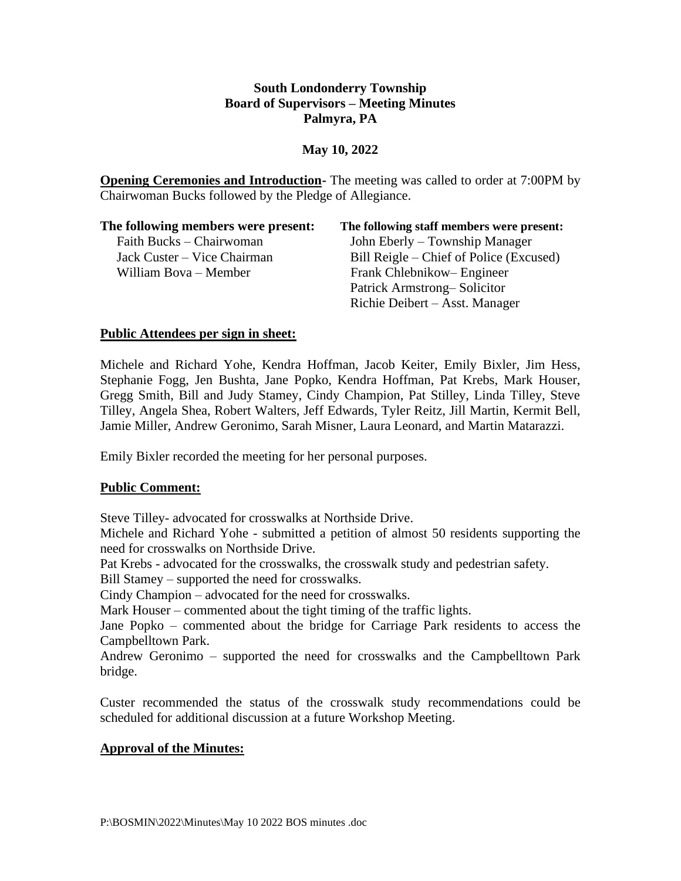**South Londonderry Township**
**Board of Supervisors – Meeting Minutes**
**Palmyra, PA**

**May 10, 2022**

**Opening Ceremonies and Introduction-** The meeting was called to order at 7:00PM by Chairwoman Bucks followed by the Pledge of Allegiance.

| The following members were present: | The following staff members were present: |
|---|---|
| Faith Bucks – Chairwoman | John Eberly – Township Manager |
| Jack Custer – Vice Chairman | Bill Reigle – Chief of Police (Excused) |
| William Bova – Member | Frank Chlebnikow– Engineer |
| | Patrick Armstrong– Solicitor |
| | Richie Deibert – Asst. Manager |

**Public Attendees per sign in sheet:**

Michele and Richard Yohe, Kendra Hoffman, Jacob Keiter, Emily Bixler, Jim Hess, Stephanie Fogg, Jen Bushta, Jane Popko, Kendra Hoffman, Pat Krebs, Mark Houser, Gregg Smith, Bill and Judy Stamey, Cindy Champion, Pat Stilley, Linda Tilley, Steve Tilley, Angela Shea, Robert Walters, Jeff Edwards, Tyler Reitz, Jill Martin, Kermit Bell, Jamie Miller, Andrew Geronimo, Sarah Misner, Laura Leonard, and Martin Matarazzi.

Emily Bixler recorded the meeting for her personal purposes.

**Public Comment:**

Steve Tilley- advocated for crosswalks at Northside Drive.
Michele and Richard Yohe - submitted a petition of almost 50 residents supporting the need for crosswalks on Northside Drive.
Pat Krebs - advocated for the crosswalks, the crosswalk study and pedestrian safety.
Bill Stamey – supported the need for crosswalks.
Cindy Champion – advocated for the need for crosswalks.
Mark Houser – commented about the tight timing of the traffic lights.
Jane Popko – commented about the bridge for Carriage Park residents to access the Campbelltown Park.
Andrew Geronimo – supported the need for crosswalks and the Campbelltown Park bridge.

Custer recommended the status of the crosswalk study recommendations could be scheduled for additional discussion at a future Workshop Meeting.

**Approval of the Minutes:**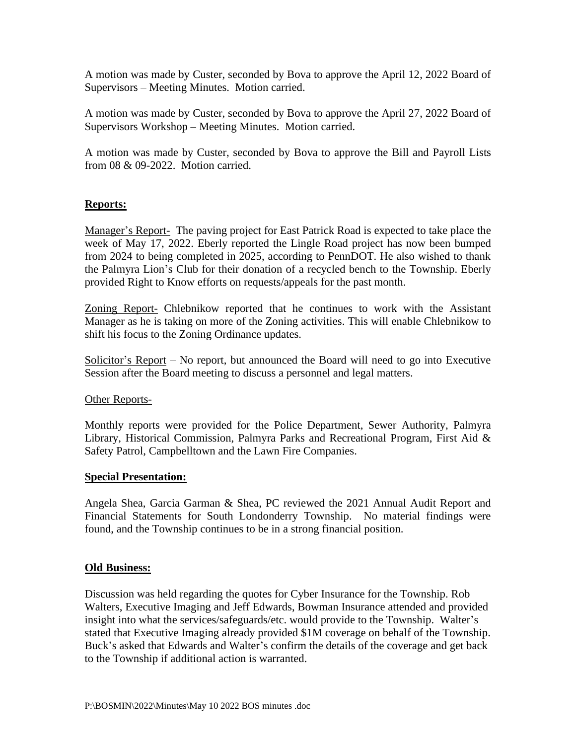A motion was made by Custer, seconded by Bova to approve the April 12, 2022 Board of Supervisors – Meeting Minutes. Motion carried.

A motion was made by Custer, seconded by Bova to approve the April 27, 2022 Board of Supervisors Workshop – Meeting Minutes. Motion carried.

A motion was made by Custer, seconded by Bova to approve the Bill and Payroll Lists from 08 & 09-2022. Motion carried.

## Reports:

Manager's Report- The paving project for East Patrick Road is expected to take place the week of May 17, 2022. Eberly reported the Lingle Road project has now been bumped from 2024 to being completed in 2025, according to PennDOT. He also wished to thank the Palmyra Lion's Club for their donation of a recycled bench to the Township. Eberly provided Right to Know efforts on requests/appeals for the past month.

Zoning Report- Chlebnikow reported that he continues to work with the Assistant Manager as he is taking on more of the Zoning activities. This will enable Chlebnikow to shift his focus to the Zoning Ordinance updates.

Solicitor's Report – No report, but announced the Board will need to go into Executive Session after the Board meeting to discuss a personnel and legal matters.

Other Reports-

Monthly reports were provided for the Police Department, Sewer Authority, Palmyra Library, Historical Commission, Palmyra Parks and Recreational Program, First Aid & Safety Patrol, Campbelltown and the Lawn Fire Companies.

## Special Presentation:

Angela Shea, Garcia Garman & Shea, PC reviewed the 2021 Annual Audit Report and Financial Statements for South Londonderry Township. No material findings were found, and the Township continues to be in a strong financial position.

## Old Business:

Discussion was held regarding the quotes for Cyber Insurance for the Township. Rob Walters, Executive Imaging and Jeff Edwards, Bowman Insurance attended and provided insight into what the services/safeguards/etc. would provide to the Township. Walter's stated that Executive Imaging already provided $1M coverage on behalf of the Township. Buck's asked that Edwards and Walter's confirm the details of the coverage and get back to the Township if additional action is warranted.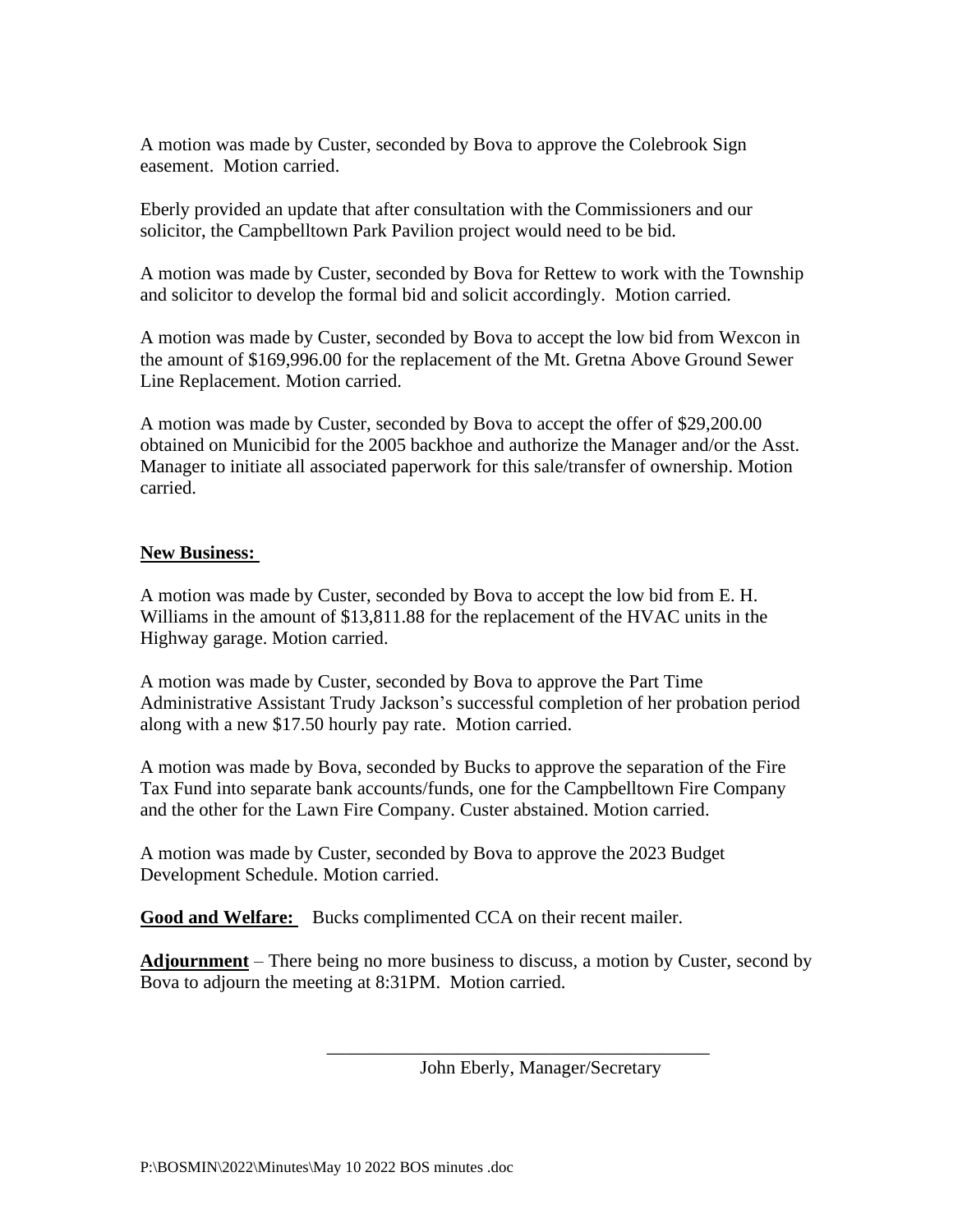A motion was made by Custer, seconded by Bova to approve the Colebrook Sign easement. Motion carried.

Eberly provided an update that after consultation with the Commissioners and our solicitor, the Campbelltown Park Pavilion project would need to be bid.

A motion was made by Custer, seconded by Bova for Rettew to work with the Township and solicitor to develop the formal bid and solicit accordingly. Motion carried.

A motion was made by Custer, seconded by Bova to accept the low bid from Wexcon in the amount of $169,996.00 for the replacement of the Mt. Gretna Above Ground Sewer Line Replacement. Motion carried.

A motion was made by Custer, seconded by Bova to accept the offer of $29,200.00 obtained on Municibid for the 2005 backhoe and authorize the Manager and/or the Asst. Manager to initiate all associated paperwork for this sale/transfer of ownership. Motion carried.

**New Business:**

A motion was made by Custer, seconded by Bova to accept the low bid from E. H. Williams in the amount of $13,811.88 for the replacement of the HVAC units in the Highway garage. Motion carried.

A motion was made by Custer, seconded by Bova to approve the Part Time Administrative Assistant Trudy Jackson's successful completion of her probation period along with a new $17.50 hourly pay rate. Motion carried.

A motion was made by Bova, seconded by Bucks to approve the separation of the Fire Tax Fund into separate bank accounts/funds, one for the Campbelltown Fire Company and the other for the Lawn Fire Company. Custer abstained. Motion carried.

A motion was made by Custer, seconded by Bova to approve the 2023 Budget Development Schedule. Motion carried.

**Good and Welfare:** Bucks complimented CCA on their recent mailer.

**Adjournment** – There being no more business to discuss, a motion by Custer, second by Bova to adjourn the meeting at 8:31PM. Motion carried.

\_\_\_\_\_\_\_\_\_\_\_\_\_\_\_\_\_\_\_\_\_\_\_\_\_\_\_\_\_\_\_\_\_\_\_\_\_\_\_\_

John Eberly, Manager/Secretary

P:\BOSMIN\2022\Minutes\May 10 2022 BOS minutes .doc